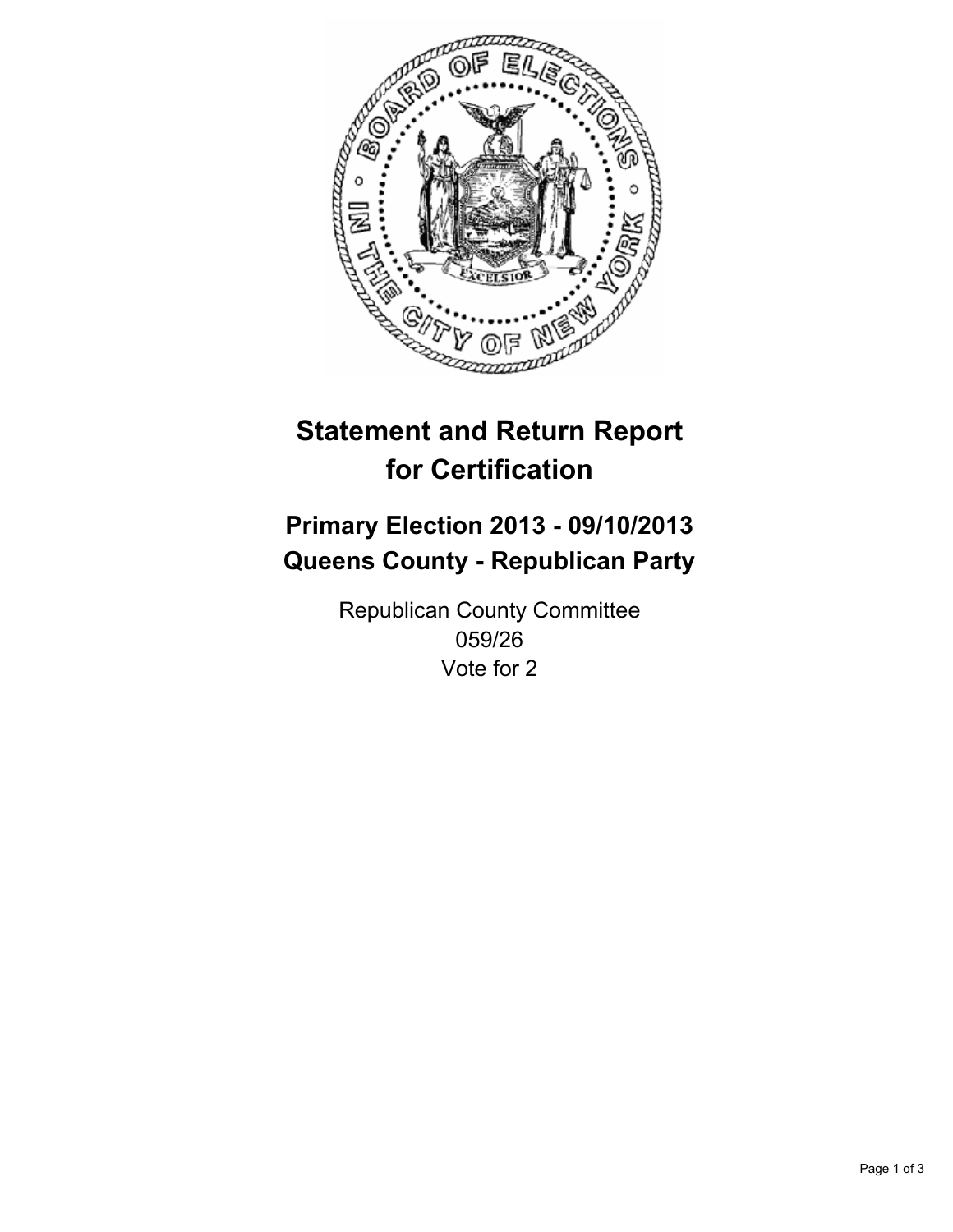# Statement and Return Report for Certification

## Primary Election 2013 - 09/10/2013
## Queens County - Republican Party

Republican County Committee
059/26
Vote for 2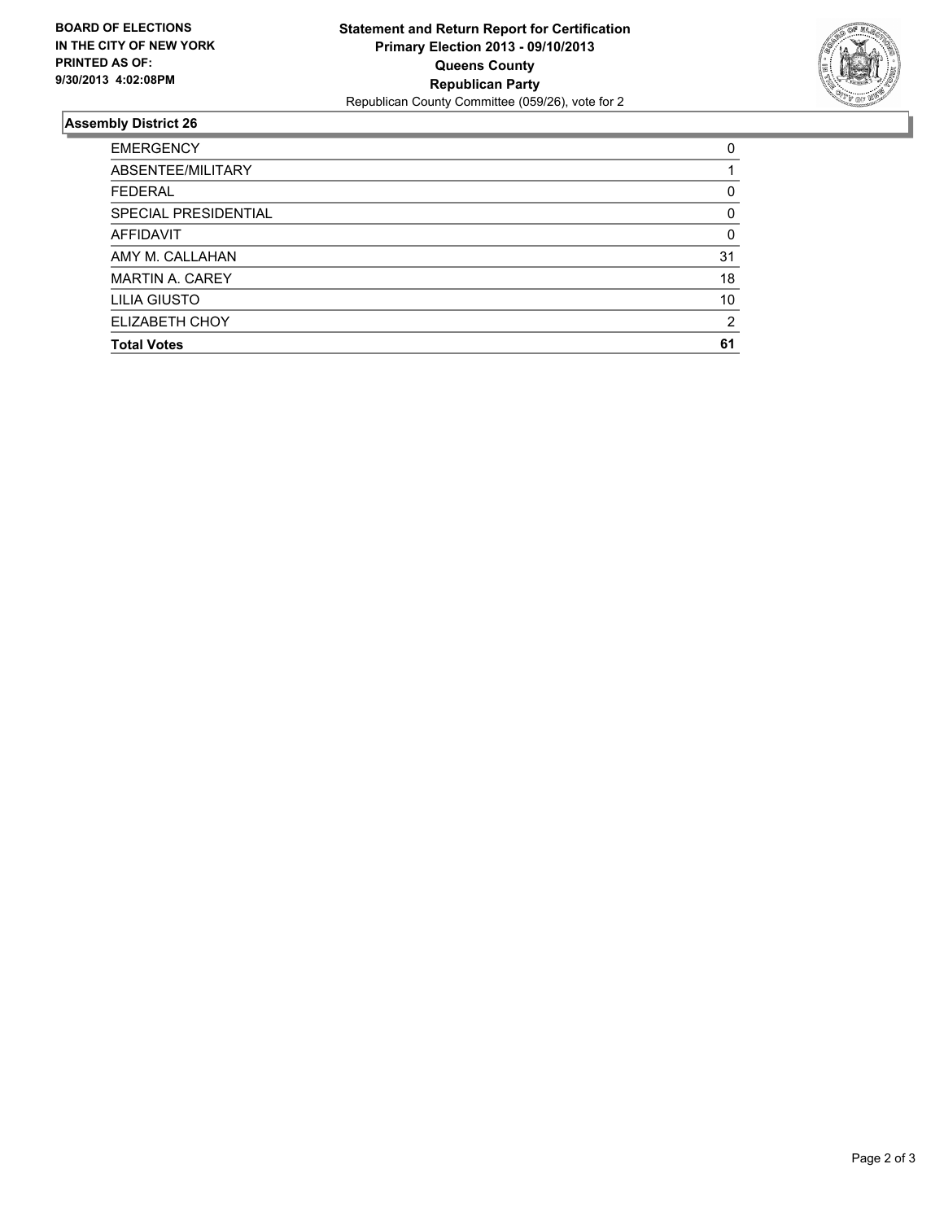**BOARD OF ELECTIONS IN THE CITY OF NEW YORK PRINTED AS OF: 9/30/2013 4:02:08PM**

**Statement and Return Report for Certification Primary Election 2013 - 09/10/2013 Queens County Republican Party**

Republican County Committee (059/26), vote for 2

## Assembly District 26

| | |
|---|---|
| EMERGENCY | 0 |
| ABSENTEE/MILITARY | 1 |
| FEDERAL | 0 |
| SPECIAL PRESIDENTIAL | 0 |
| AFFIDAVIT | 0 |
| AMY M. CALLAHAN | 31 |
| MARTIN A. CAREY | 18 |
| LILIA GIUSTO | 10 |
| ELIZABETH CHOY | 2 |
| **Total Votes** | **61** |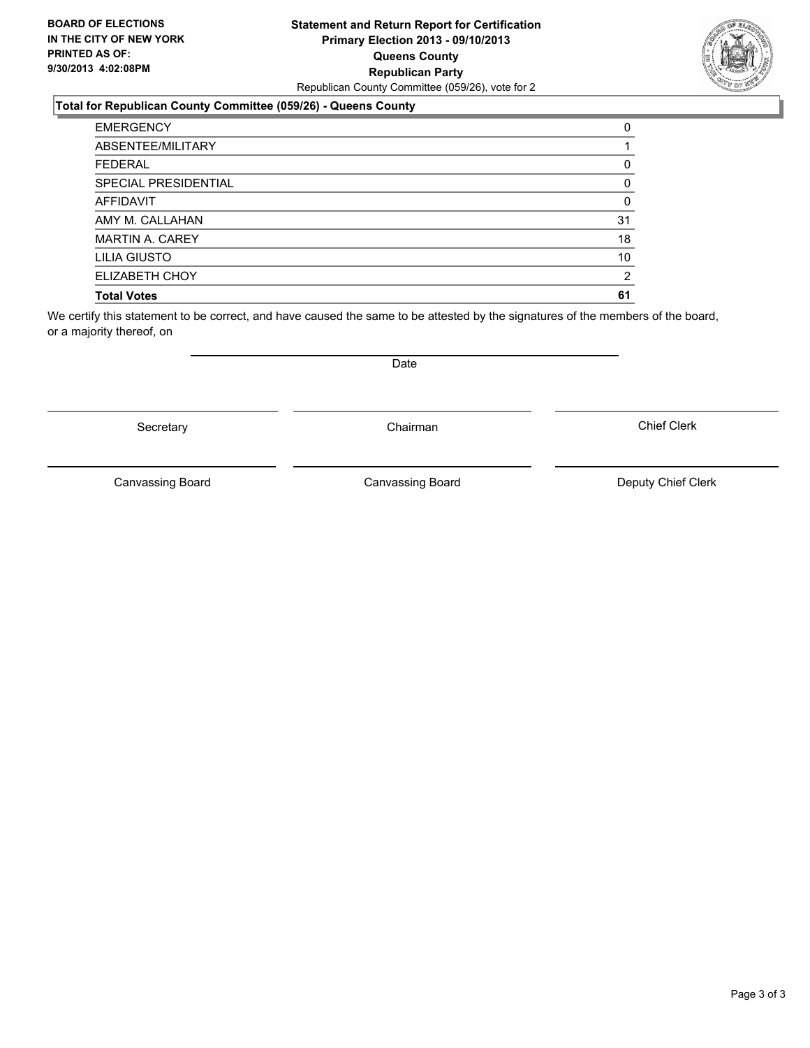**BOARD OF ELECTIONS IN THE CITY OF NEW YORK PRINTED AS OF: 9/30/2013 4:02:08PM**

**Statement and Return Report for Certification**
**Primary Election 2013 - 09/10/2013**
**Queens County**
**Republican Party**
Republican County Committee (059/26), vote for 2

### Total for Republican County Committee (059/26) - Queens County

| | |
|---|---|
| EMERGENCY | 0 |
| ABSENTEE/MILITARY | 1 |
| FEDERAL | 0 |
| SPECIAL PRESIDENTIAL | 0 |
| AFFIDAVIT | 0 |
| AMY M. CALLAHAN | 31 |
| MARTIN A. CAREY | 18 |
| LILIA GIUSTO | 10 |
| ELIZABETH CHOY | 2 |
| **Total Votes** | **61** |

We certify this statement to be correct, and have caused the same to be attested by the signatures of the members of the board, or a majority thereof, on

Date

Secretary | Chairman | Chief Clerk

Canvassing Board | Canvassing Board | Deputy Chief Clerk